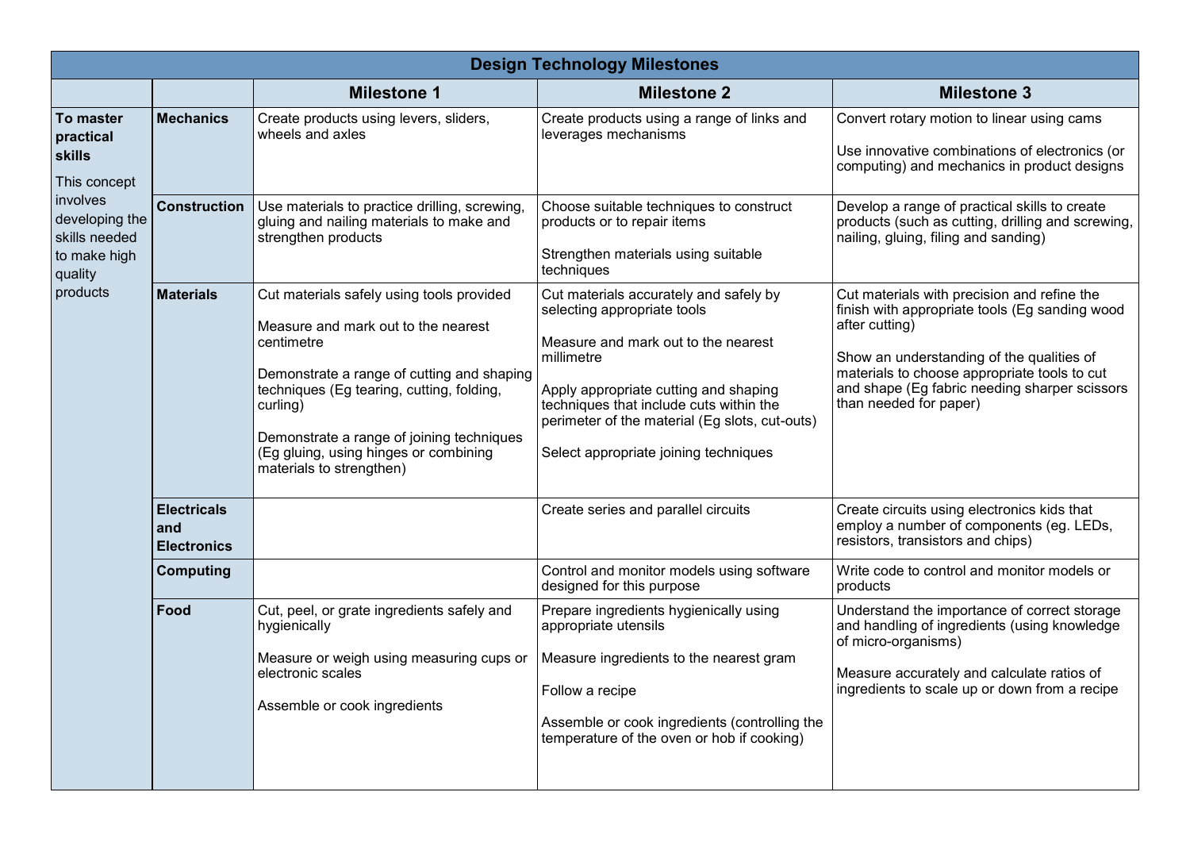| Design Technology Milestones | | | | |
|---|---|---|---|---|
| | | **Milestone 1** | **Milestone 2** | **Milestone 3** |
| **To master practical skills**<br><br>This concept involves developing the skills needed to make high quality products | **Mechanics** | Create products using levers, sliders, wheels and axles | Create products using a range of links and leverages mechanisms | Convert rotary motion to linear using cams<br><br>Use innovative combinations of electronics (or computing) and mechanics in product designs |
| | **Construction** | Use materials to practice drilling, screwing, gluing and nailing materials to make and strengthen products | Choose suitable techniques to construct products or to repair items<br><br>Strengthen materials using suitable techniques | Develop a range of practical skills to create products (such as cutting, drilling and screwing, nailing, gluing, filing and sanding) |
| | **Materials** | Cut materials safely using tools provided<br><br>Measure and mark out to the nearest centimetre<br><br>Demonstrate a range of cutting and shaping techniques (Eg tearing, cutting, folding, curling)<br><br>Demonstrate a range of joining techniques (Eg gluing, using hinges or combining materials to strengthen) | Cut materials accurately and safely by selecting appropriate tools<br><br>Measure and mark out to the nearest millimetre<br><br>Apply appropriate cutting and shaping techniques that include cuts within the perimeter of the material (Eg slots, cut-outs)<br><br>Select appropriate joining techniques | Cut materials with precision and refine the finish with appropriate tools (Eg sanding wood after cutting)<br><br>Show an understanding of the qualities of materials to choose appropriate tools to cut and shape (Eg fabric needing sharper scissors than needed for paper) |
| | **Electricals and Electronics** | | Create series and parallel circuits | Create circuits using electronics kids that employ a number of components (eg. LEDs, resistors, transistors and chips) |
| | **Computing** | | Control and monitor models using software designed for this purpose | Write code to control and monitor models or products |
| | **Food** | Cut, peel, or grate ingredients safely and hygienically<br><br>Measure or weigh using measuring cups or electronic scales<br><br>Assemble or cook ingredients | Prepare ingredients hygienically using appropriate utensils<br><br>Measure ingredients to the nearest gram<br><br>Follow a recipe<br><br>Assemble or cook ingredients (controlling the temperature of the oven or hob if cooking) | Understand the importance of correct storage and handling of ingredients (using knowledge of micro-organisms)<br><br>Measure accurately and calculate ratios of ingredients to scale up or down from a recipe |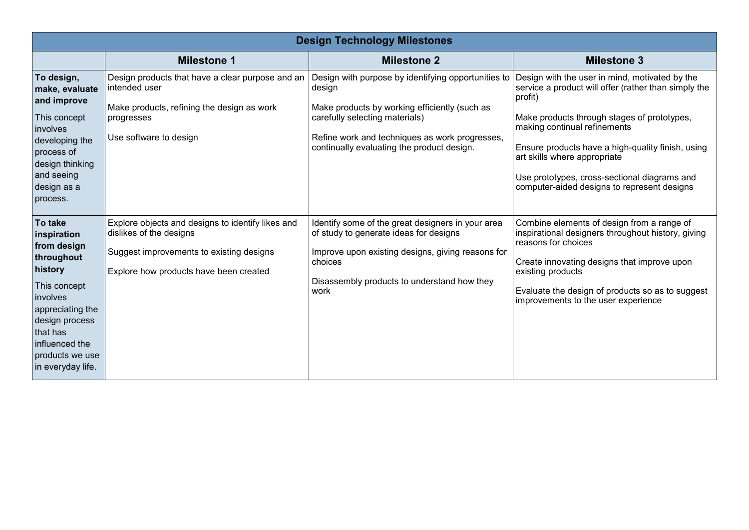| Design Technology Milestones | | | |
|---|---|---|---|
| | **Milestone 1** | **Milestone 2** | **Milestone 3** |
| **To design, make, evaluate and improve**<br><br>This concept involves developing the process of design thinking and seeing design as a process. | Design products that have a clear purpose and an intended user<br><br>Make products, refining the design as work progresses<br><br>Use software to design | Design with purpose by identifying opportunities to design<br><br>Make products by working efficiently (such as carefully selecting materials)<br><br>Refine work and techniques as work progresses, continually evaluating the product design. | Design with the user in mind, motivated by the service a product will offer (rather than simply the profit)<br><br>Make products through stages of prototypes, making continual refinements<br><br>Ensure products have a high-quality finish, using art skills where appropriate<br><br>Use prototypes, cross-sectional diagrams and computer-aided designs to represent designs |
| **To take inspiration from design throughout history**<br><br>This concept involves appreciating the design process that has influenced the products we use in everyday life. | Explore objects and designs to identify likes and dislikes of the designs<br><br>Suggest improvements to existing designs<br><br>Explore how products have been created | Identify some of the great designers in your area of study to generate ideas for designs<br><br>Improve upon existing designs, giving reasons for choices<br><br>Disassembly products to understand how they work | Combine elements of design from a range of inspirational designers throughout history, giving reasons for choices<br><br>Create innovating designs that improve upon existing products<br><br>Evaluate the design of products so as to suggest improvements to the user experience |